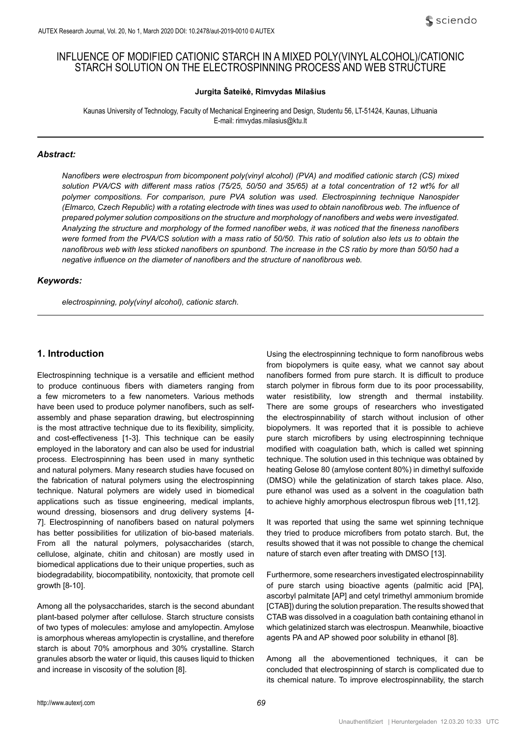# INFLUENCE OF MODIFIED CATIONIC STARCH IN A MIXED POLY(VINYL ALCOHOL)/CATIONIC STARCH SOLUTION ON THE ELECTROSPINNING PROCESS AND WEB STRUCTURE

**Jurgita Šateikė, Rimvydas Milašius**

Kaunas University of Technology, Faculty of Mechanical Engineering and Design, Studentu 56, LT-51424, Kaunas, Lithuania
E-mail: rimvydas.milasius@ktu.lt

### *Abstract:*

*Nanofibers were electrospun from bicomponent poly(vinyl alcohol) (PVA) and modified cationic starch (CS) mixed solution PVA/CS with different mass ratios (75/25, 50/50 and 35/65) at a total concentration of 12 wt% for all polymer compositions. For comparison, pure PVA solution was used. Electrospinning technique Nanospider (Elmarco, Czech Republic) with a rotating electrode with tines was used to obtain nanofibrous web. The influence of prepared polymer solution compositions on the structure and morphology of nanofibers and webs were investigated. Analyzing the structure and morphology of the formed nanofiber webs, it was noticed that the fineness nanofibers were formed from the PVA/CS solution with a mass ratio of 50/50. This ratio of solution also lets us to obtain the nanofibrous web with less sticked nanofibers on spunbond. The increase in the CS ratio by more than 50/50 had a negative influence on the diameter of nanofibers and the structure of nanofibrous web.*

### *Keywords:*

*electrospinning, poly(vinyl alcohol), cationic starch.*

## 1. Introduction

Electrospinning technique is a versatile and efficient method to produce continuous fibers with diameters ranging from a few micrometers to a few nanometers. Various methods have been used to produce polymer nanofibers, such as self-assembly and phase separation drawing, but electrospinning is the most attractive technique due to its flexibility, simplicity, and cost-effectiveness [1-3]. This technique can be easily employed in the laboratory and can also be used for industrial process. Electrospinning has been used in many synthetic and natural polymers. Many research studies have focused on the fabrication of natural polymers using the electrospinning technique. Natural polymers are widely used in biomedical applications such as tissue engineering, medical implants, wound dressing, biosensors and drug delivery systems [4-7]. Electrospinning of nanofibers based on natural polymers has better possibilities for utilization of bio-based materials. From all the natural polymers, polysaccharides (starch, cellulose, alginate, chitin and chitosan) are mostly used in biomedical applications due to their unique properties, such as biodegradability, biocompatibility, nontoxicity, that promote cell growth [8-10].

Among all the polysaccharides, starch is the second abundant plant-based polymer after cellulose. Starch structure consists of two types of molecules: amylose and amylopectin. Amylose is amorphous whereas amylopectin is crystalline, and therefore starch is about 70% amorphous and 30% crystalline. Starch granules absorb the water or liquid, this causes liquid to thicken and increase in viscosity of the solution [8].

Using the electrospinning technique to form nanofibrous webs from biopolymers is quite easy, what we cannot say about nanofibers formed from pure starch. It is difficult to produce starch polymer in fibrous form due to its poor processability, water resistibility, low strength and thermal instability. There are some groups of researchers who investigated the electrospinnability of starch without inclusion of other biopolymers. It was reported that it is possible to achieve pure starch microfibers by using electrospinning technique modified with coagulation bath, which is called wet spinning technique. The solution used in this technique was obtained by heating Gelose 80 (amylose content 80%) in dimethyl sulfoxide (DMSO) while the gelatinization of starch takes place. Also, pure ethanol was used as a solvent in the coagulation bath to achieve highly amorphous electrospun fibrous web [11,12].

It was reported that using the same wet spinning technique they tried to produce microfibers from potato starch. But, the results showed that it was not possible to change the chemical nature of starch even after treating with DMSO [13].

Furthermore, some researchers investigated electrospinnability of pure starch using bioactive agents (palmitic acid [PA], ascorbyl palmitate [AP] and cetyl trimethyl ammonium bromide [CTAB]) during the solution preparation. The results showed that CTAB was dissolved in a coagulation bath containing ethanol in which gelatinized starch was electrospun. Meanwhile, bioactive agents PA and AP showed poor solubility in ethanol [8].

Among all the abovementioned techniques, it can be concluded that electrospinning of starch is complicated due to its chemical nature. To improve electrospinnability, the starch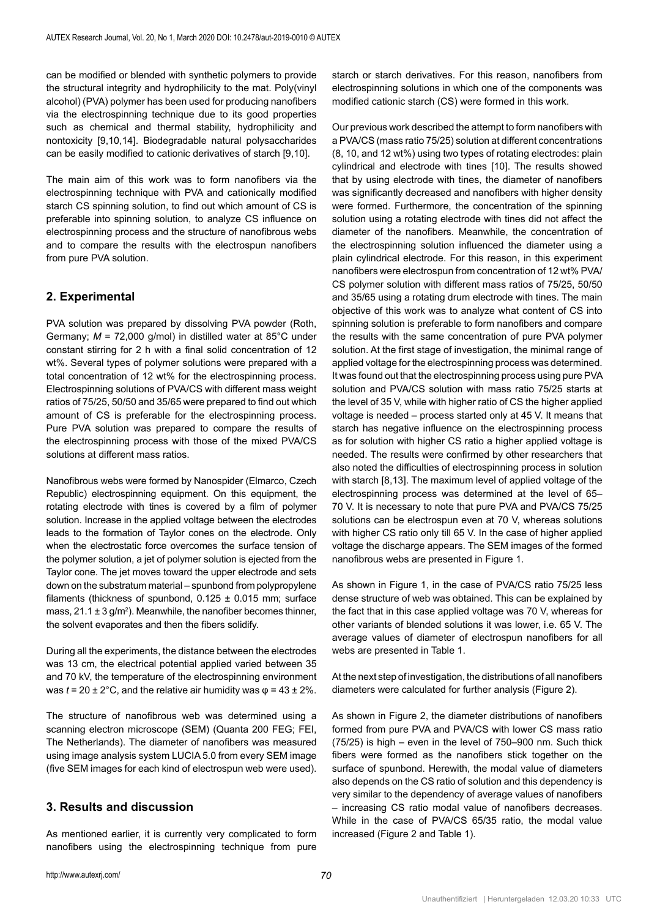can be modified or blended with synthetic polymers to provide the structural integrity and hydrophilicity to the mat. Poly(vinyl alcohol) (PVA) polymer has been used for producing nanofibers via the electrospinning technique due to its good properties such as chemical and thermal stability, hydrophilicity and nontoxicity [9,10,14]. Biodegradable natural polysaccharides can be easily modified to cationic derivatives of starch [9,10].

The main aim of this work was to form nanofibers via the electrospinning technique with PVA and cationically modified starch CS spinning solution, to find out which amount of CS is preferable into spinning solution, to analyze CS influence on electrospinning process and the structure of nanofibrous webs and to compare the results with the electrospun nanofibers from pure PVA solution.

## 2. Experimental

PVA solution was prepared by dissolving PVA powder (Roth, Germany; $M$ = 72,000 g/mol) in distilled water at 85°C under constant stirring for 2 h with a final solid concentration of 12 wt%. Several types of polymer solutions were prepared with a total concentration of 12 wt% for the electrospinning process. Electrospinning solutions of PVA/CS with different mass weight ratios of 75/25, 50/50 and 35/65 were prepared to find out which amount of CS is preferable for the electrospinning process. Pure PVA solution was prepared to compare the results of the electrospinning process with those of the mixed PVA/CS solutions at different mass ratios.

Nanofibrous webs were formed by Nanospider (Elmarco, Czech Republic) electrospinning equipment. On this equipment, the rotating electrode with tines is covered by a film of polymer solution. Increase in the applied voltage between the electrodes leads to the formation of Taylor cones on the electrode. Only when the electrostatic force overcomes the surface tension of the polymer solution, a jet of polymer solution is ejected from the Taylor cone. The jet moves toward the upper electrode and sets down on the substratum material – spunbond from polypropylene filaments (thickness of spunbond, 0.125 ± 0.015 mm; surface mass, 21.1 ± 3 g/m$^2$). Meanwhile, the nanofiber becomes thinner, the solvent evaporates and then the fibers solidify.

During all the experiments, the distance between the electrodes was 13 cm, the electrical potential applied varied between 35 and 70 kV, the temperature of the electrospinning environment was $t$ = 20 ± 2°C, and the relative air humidity was $\varphi$ = 43 ± 2%.

The structure of nanofibrous web was determined using a scanning electron microscope (SEM) (Quanta 200 FEG; FEI, The Netherlands). The diameter of nanofibers was measured using image analysis system LUCIA 5.0 from every SEM image (five SEM images for each kind of electrospun web were used).

## 3. Results and discussion

As mentioned earlier, it is currently very complicated to form nanofibers using the electrospinning technique from pure starch or starch derivatives. For this reason, nanofibers from electrospinning solutions in which one of the components was modified cationic starch (CS) were formed in this work.

Our previous work described the attempt to form nanofibers with a PVA/CS (mass ratio 75/25) solution at different concentrations (8, 10, and 12 wt%) using two types of rotating electrodes: plain cylindrical and electrode with tines [10]. The results showed that by using electrode with tines, the diameter of nanofibers was significantly decreased and nanofibers with higher density were formed. Furthermore, the concentration of the spinning solution using a rotating electrode with tines did not affect the diameter of the nanofibers. Meanwhile, the concentration of the electrospinning solution influenced the diameter using a plain cylindrical electrode. For this reason, in this experiment nanofibers were electrospun from concentration of 12 wt% PVA/CS polymer solution with different mass ratios of 75/25, 50/50 and 35/65 using a rotating drum electrode with tines. The main objective of this work was to analyze what content of CS into spinning solution is preferable to form nanofibers and compare the results with the same concentration of pure PVA polymer solution. At the first stage of investigation, the minimal range of applied voltage for the electrospinning process was determined. It was found out that the electrospinning process using pure PVA solution and PVA/CS solution with mass ratio 75/25 starts at the level of 35 V, while with higher ratio of CS the higher applied voltage is needed – process started only at 45 V. It means that starch has negative influence on the electrospinning process as for solution with higher CS ratio a higher applied voltage is needed. The results were confirmed by other researchers that also noted the difficulties of electrospinning process in solution with starch [8,13]. The maximum level of applied voltage of the electrospinning process was determined at the level of 65–70 V. It is necessary to note that pure PVA and PVA/CS 75/25 solutions can be electrospun even at 70 V, whereas solutions with higher CS ratio only till 65 V. In the case of higher applied voltage the discharge appears. The SEM images of the formed nanofibrous webs are presented in Figure 1.

As shown in Figure 1, in the case of PVA/CS ratio 75/25 less dense structure of web was obtained. This can be explained by the fact that in this case applied voltage was 70 V, whereas for other variants of blended solutions it was lower, i.e. 65 V. The average values of diameter of electrospun nanofibers for all webs are presented in Table 1.

At the next step of investigation, the distributions of all nanofibers diameters were calculated for further analysis (Figure 2).

As shown in Figure 2, the diameter distributions of nanofibers formed from pure PVA and PVA/CS with lower CS mass ratio (75/25) is high – even in the level of 750–900 nm. Such thick fibers were formed as the nanofibers stick together on the surface of spunbond. Herewith, the modal value of diameters also depends on the CS ratio of solution and this dependency is very similar to the dependency of average values of nanofibers – increasing CS ratio modal value of nanofibers decreases. While in the case of PVA/CS 65/35 ratio, the modal value increased (Figure 2 and Table 1).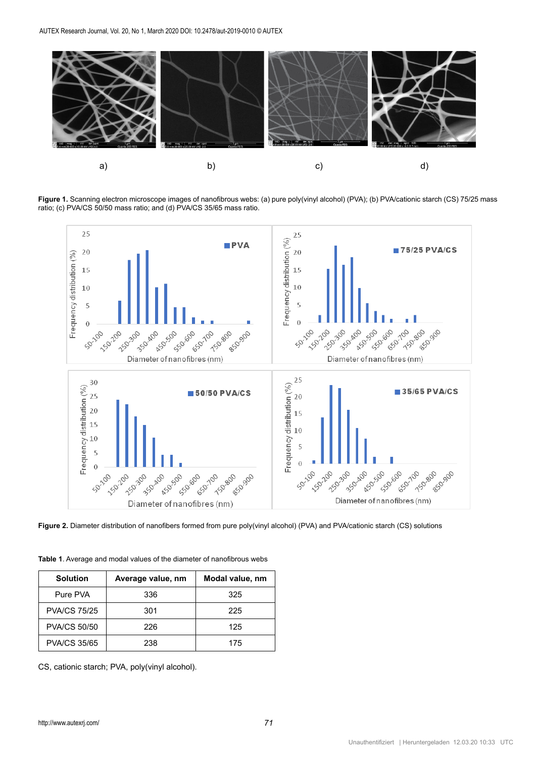a) b) c) d)

**Figure 1.** Scanning electron microscope images of nanofibrous webs: (a) pure poly(vinyl alcohol) (PVA); (b) PVA/cationic starch (CS) 75/25 mass ratio; (c) PVA/CS 50/50 mass ratio; and (d) PVA/CS 35/65 mass ratio.

PVA
Frequency distribution (%)
25
20
15
10
5
0
50-100 150-200 250-300 350-400 450-500 550-600 650-700 750-800 850-900
Diameter of nanofibres (nm)

75/25 PVA/CS
Frequency distribution (%)
25
20
15
10
5
0
50-100 150-200 250-300 350-400 450-500 550-600 650-700 750-800 850-900
Diameter of nanofibres (nm)

50/50 PVA/CS
Frequency distribution (%)
30
25
20
15
10
5
0
50-100 150-200 250-300 350-400 450-500 550-600 650-700 750-800 850-900
Diameter of nanofibres (nm)

35/65 PVA/CS
Frequency distribution (%)
25
20
15
10
5
0
50-100 150-200 250-300 350-400 450-500 550-600 650-700 750-800 850-900
Diameter of nanofibres (nm)

**Figure 2.** Diameter distribution of nanofibers formed from pure poly(vinyl alcohol) (PVA) and PVA/cationic starch (CS) solutions

**Table 1**. Average and modal values of the diameter of nanofibrous webs

| Solution | Average value, nm | Modal value, nm |
|---|---|---|
| Pure PVA | 336 | 325 |
| PVA/CS 75/25 | 301 | 225 |
| PVA/CS 50/50 | 226 | 125 |
| PVA/CS 35/65 | 238 | 175 |

CS, cationic starch; PVA, poly(vinyl alcohol).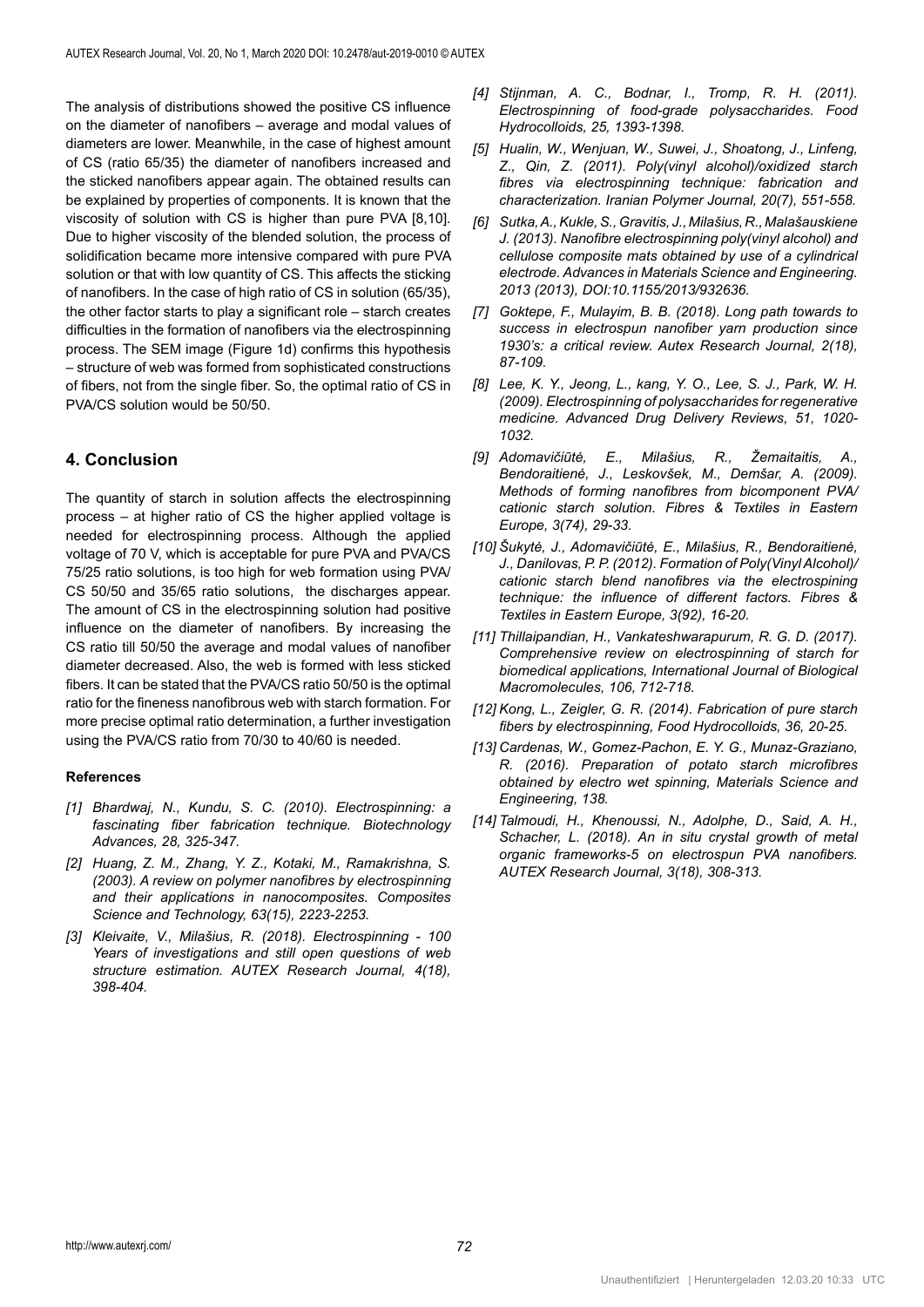The analysis of distributions showed the positive CS influence on the diameter of nanofibers – average and modal values of diameters are lower. Meanwhile, in the case of highest amount of CS (ratio 65/35) the diameter of nanofibers increased and the sticked nanofibers appear again. The obtained results can be explained by properties of components. It is known that the viscosity of solution with CS is higher than pure PVA [8,10]. Due to higher viscosity of the blended solution, the process of solidification became more intensive compared with pure PVA solution or that with low quantity of CS. This affects the sticking of nanofibers. In the case of high ratio of CS in solution (65/35), the other factor starts to play a significant role – starch creates difficulties in the formation of nanofibers via the electrospinning process. The SEM image (Figure 1d) confirms this hypothesis – structure of web was formed from sophisticated constructions of fibers, not from the single fiber. So, the optimal ratio of CS in PVA/CS solution would be 50/50.

## 4. Conclusion

The quantity of starch in solution affects the electrospinning process – at higher ratio of CS the higher applied voltage is needed for electrospinning process. Although the applied voltage of 70 V, which is acceptable for pure PVA and PVA/CS 75/25 ratio solutions, is too high for web formation using PVA/CS 50/50 and 35/65 ratio solutions, the discharges appear. The amount of CS in the electrospinning solution had positive influence on the diameter of nanofibers. By increasing the CS ratio till 50/50 the average and modal values of nanofiber diameter decreased. Also, the web is formed with less sticked fibers. It can be stated that the PVA/CS ratio 50/50 is the optimal ratio for the fineness nanofibrous web with starch formation. For more precise optimal ratio determination, a further investigation using the PVA/CS ratio from 70/30 to 40/60 is needed.

#### References

*[1] Bhardwaj, N., Kundu, S. C. (2010). Electrospinning: a fascinating fiber fabrication technique. Biotechnology Advances, 28, 325-347.*

*[2] Huang, Z. M., Zhang, Y. Z., Kotaki, M., Ramakrishna, S. (2003). A review on polymer nanofibres by electrospinning and their applications in nanocomposites. Composites Science and Technology, 63(15), 2223-2253.*

*[3] Kleivaite, V., Milašius, R. (2018). Electrospinning - 100 Years of investigations and still open questions of web structure estimation. AUTEX Research Journal, 4(18), 398-404.*

*[4] Stijnman, A. C., Bodnar, I., Tromp, R. H. (2011). Electrospinning of food-grade polysaccharides. Food Hydrocolloids, 25, 1393-1398.*

*[5] Hualin, W., Wenjuan, W., Suwei, J., Shoatong, J., Linfeng, Z., Qin, Z. (2011). Poly(vinyl alcohol)/oxidized starch fibres via electrospinning technique: fabrication and characterization. Iranian Polymer Journal, 20(7), 551-558.*

*[6] Sutka, A., Kukle, S., Gravitis, J., Milašius, R., Malašauskiene J. (2013). Nanofibre electrospinning poly(vinyl alcohol) and cellulose composite mats obtained by use of a cylindrical electrode. Advances in Materials Science and Engineering. 2013 (2013), DOI:10.1155/2013/932636.*

*[7] Goktepe, F., Mulayim, B. B. (2018). Long path towards to success in electrospun nanofiber yarn production since 1930's: a critical review. Autex Research Journal, 2(18), 87-109.*

*[8] Lee, K. Y., Jeong, L., kang, Y. O., Lee, S. J., Park, W. H. (2009). Electrospinning of polysaccharides for regenerative medicine. Advanced Drug Delivery Reviews, 51, 1020-1032.*

*[9] Adomavičiūtė, E., Milašius, R., Žemaitaitis, A., Bendoraitienė, J., Leskovšek, M., Demšar, A. (2009). Methods of forming nanofibres from bicomponent PVA/cationic starch solution. Fibres & Textiles in Eastern Europe, 3(74), 29-33.*

*[10] Šukytė, J., Adomavičiūtė, E., Milašius, R., Bendoraitienė, J., Danilovas, P. P. (2012). Formation of Poly(Vinyl Alcohol)/cationic starch blend nanofibres via the electrospining technique: the influence of different factors. Fibres & Textiles in Eastern Europe, 3(92), 16-20.*

*[11] Thillaipandian, H., Vankateshwarapurum, R. G. D. (2017). Comprehensive review on electrospinning of starch for biomedical applications, International Journal of Biological Macromolecules, 106, 712-718.*

*[12] Kong, L., Zeigler, G. R. (2014). Fabrication of pure starch fibers by electrospinning, Food Hydrocolloids, 36, 20-25.*

*[13] Cardenas, W., Gomez-Pachon, E. Y. G., Munaz-Graziano, R. (2016). Preparation of potato starch microfibres obtained by electro wet spinning, Materials Science and Engineering, 138.*

*[14] Talmoudi, H., Khenoussi, N., Adolphe, D., Said, A. H., Schacher, L. (2018). An in situ crystal growth of metal organic frameworks-5 on electrospun PVA nanofibers. AUTEX Research Journal, 3(18), 308-313.*